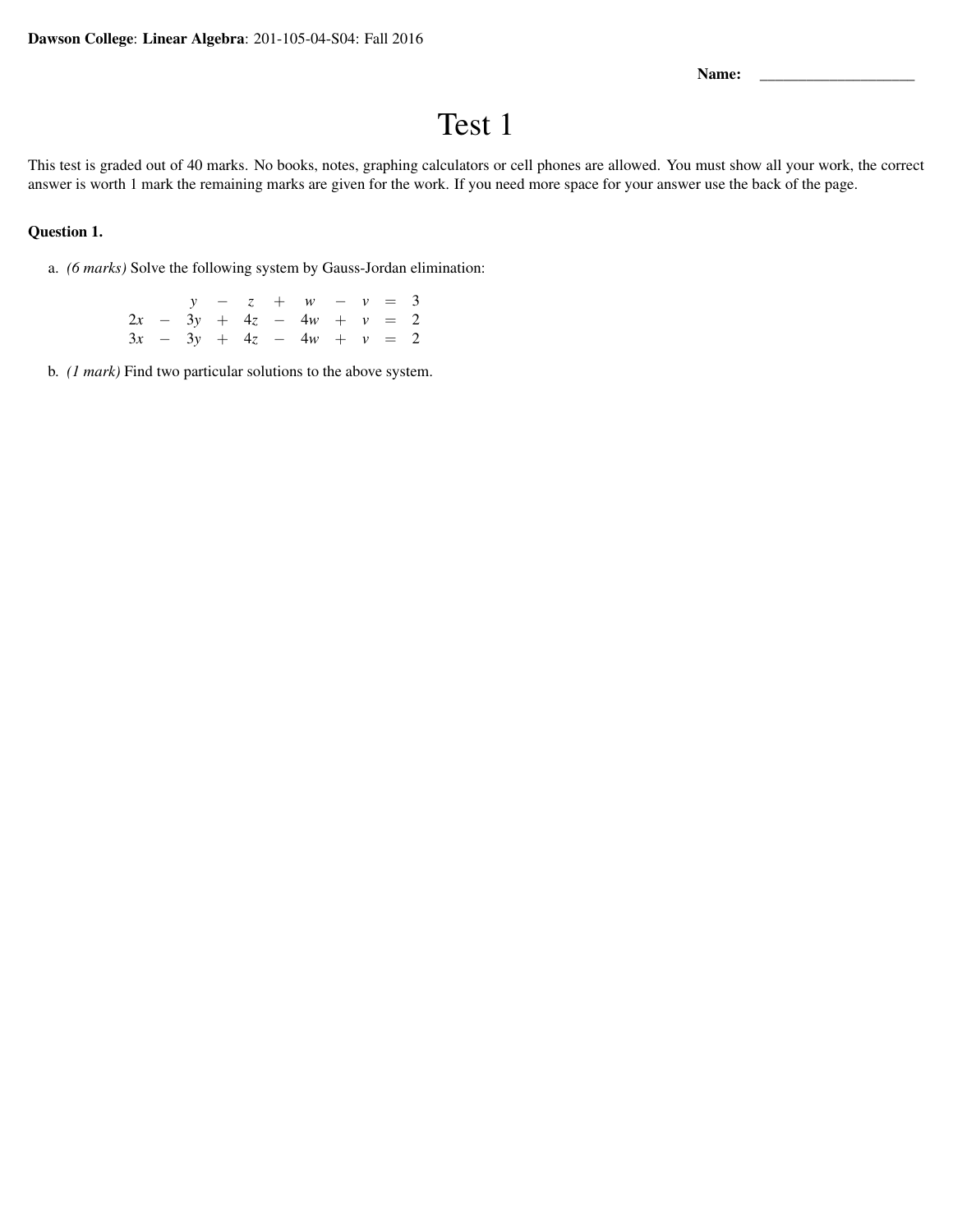**Dawson College**: **Linear Algebra**: 201-105-04-S04: Fall 2016

**Name:** ____________________

# Test 1

This test is graded out of 40 marks. No books, notes, graphing calculators or cell phones are allowed. You must show all your work, the correct answer is worth 1 mark the remaining marks are given for the work. If you need more space for your answer use the back of the page.

**Question 1.**

a. *(6 marks)* Solve the following system by Gauss-Jordan elimination:

$$
\begin{array}{rcrcrcrcrcr}
 & & y & - & z & + & w & - & v & = & 3 \\
2x & - & 3y & + & 4z & - & 4w & + & v & = & 2 \\
3x & - & 3y & + & 4z & - & 4w & + & v & = & 2
\end{array}
$$

b. *(1 mark)* Find two particular solutions to the above system.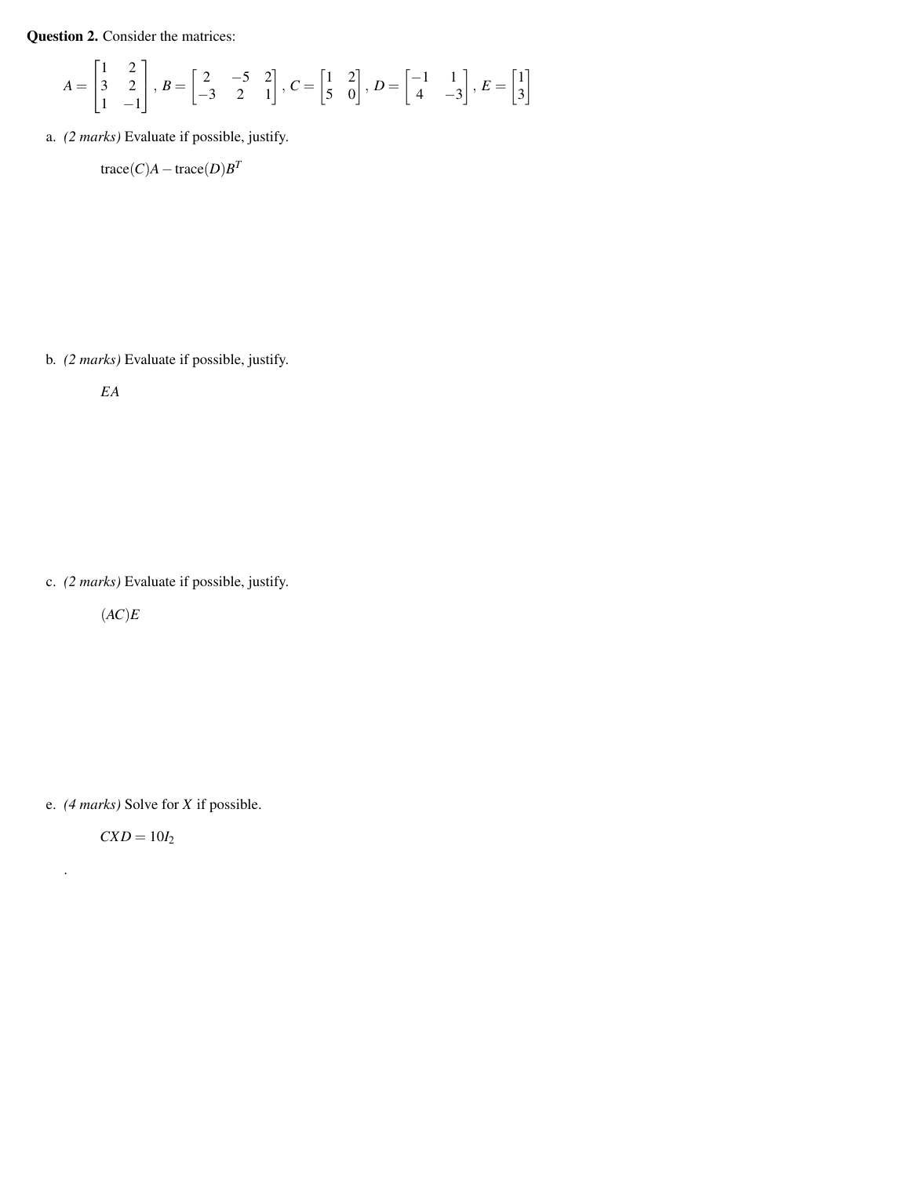**Question 2.** Consider the matrices:

$$A = \begin{bmatrix} 1 & 2 \\ 3 & 2 \\ 1 & -1 \end{bmatrix}, \; B = \begin{bmatrix} 2 & -5 & 2 \\ -3 & 2 & 1 \end{bmatrix}, \; C = \begin{bmatrix} 1 & 2 \\ 5 & 0 \end{bmatrix}, \; D = \begin{bmatrix} -1 & 1 \\ 4 & -3 \end{bmatrix}, \; E = \begin{bmatrix} 1 \\ 3 \end{bmatrix}$$

a. *(2 marks)* Evaluate if possible, justify.

$$\text{trace}(C)A - \text{trace}(D)B^T$$

b. *(2 marks)* Evaluate if possible, justify.

$$EA$$

c. *(2 marks)* Evaluate if possible, justify.

$$(AC)E$$

e. *(4 marks)* Solve for $X$ if possible.

$$CXD = 10I_2$$

.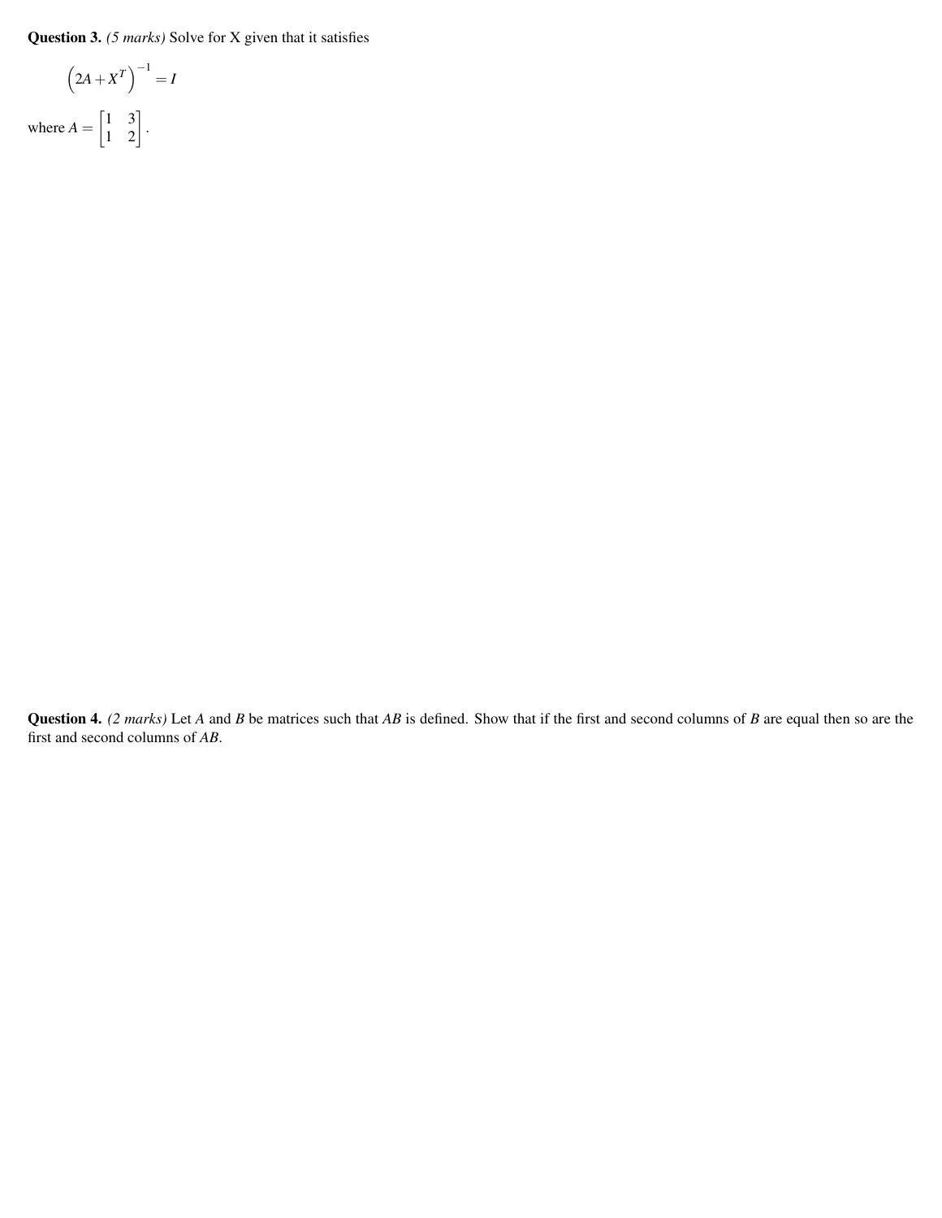**Question 3.** *(5 marks)* Solve for X given that it satisfies

$$\left(2A + X^T\right)^{-1} = I$$

where $A = \begin{bmatrix} 1 & 3 \\ 1 & 2 \end{bmatrix}$.

**Question 4.** *(2 marks)* Let $A$ and $B$ be matrices such that $AB$ is defined. Show that if the first and second columns of $B$ are equal then so are the first and second columns of $AB$.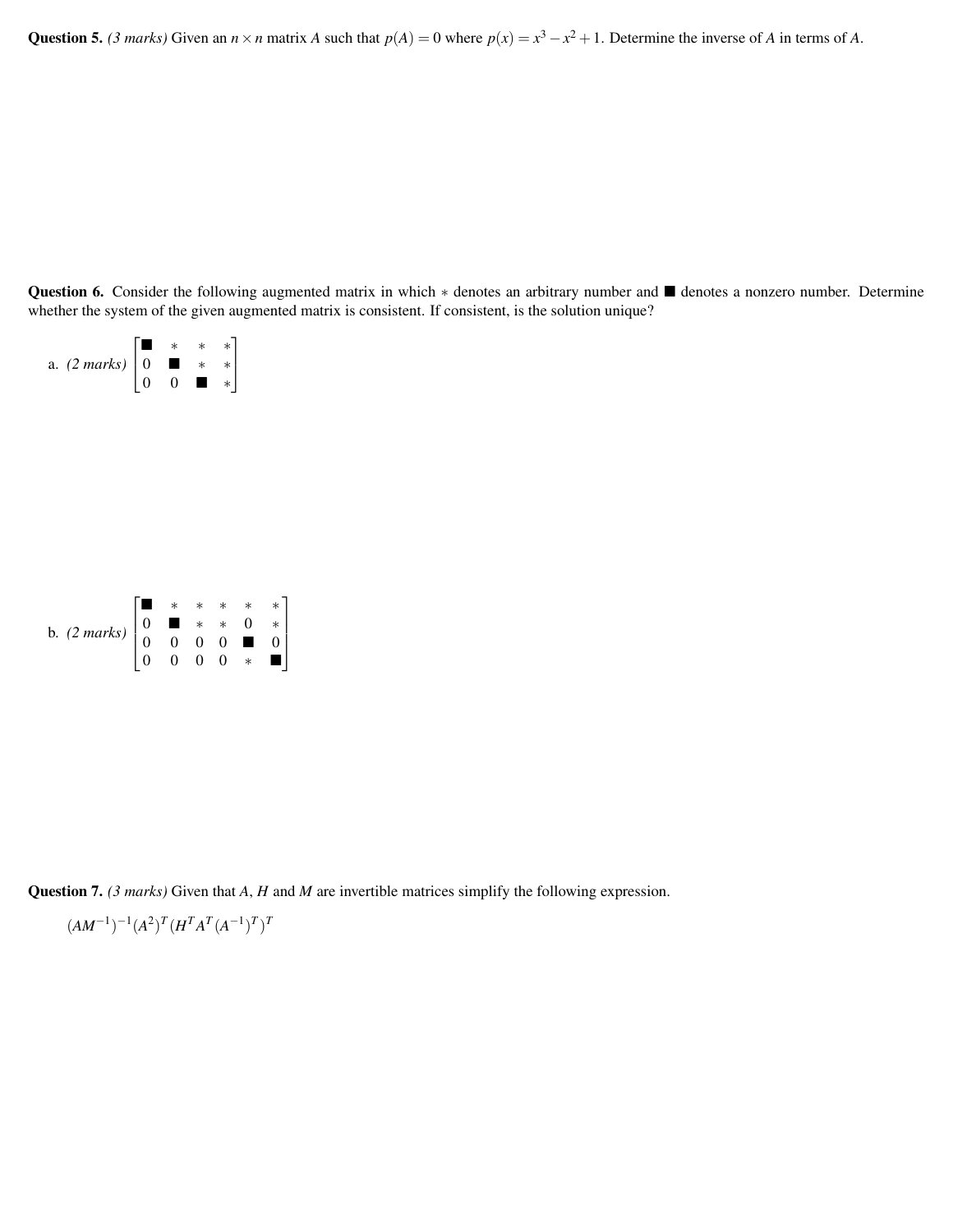**Question 5.** *(3 marks)* Given an $n \times n$ matrix $A$ such that $p(A) = 0$ where $p(x) = x^3 - x^2 + 1$. Determine the inverse of $A$ in terms of $A$.

**Question 6.** Consider the following augmented matrix in which $*$ denotes an arbitrary number and $\blacksquare$ denotes a nonzero number. Determine whether the system of the given augmented matrix is consistent. If consistent, is the solution unique?

a. *(2 marks)* $\begin{bmatrix} \blacksquare & * & * & * \\ 0 & \blacksquare & * & * \\ 0 & 0 & \blacksquare & * \end{bmatrix}$

b. *(2 marks)* $\begin{bmatrix} \blacksquare & * & * & * & * & * \\ 0 & \blacksquare & * & * & 0 & * \\ 0 & 0 & 0 & 0 & \blacksquare & 0 \\ 0 & 0 & 0 & 0 & * & \blacksquare \end{bmatrix}$

**Question 7.** *(3 marks)* Given that $A$, $H$ and $M$ are invertible matrices simplify the following expression.

$$(AM^{-1})^{-1}(A^2)^T(H^TA^T(A^{-1})^T)^T$$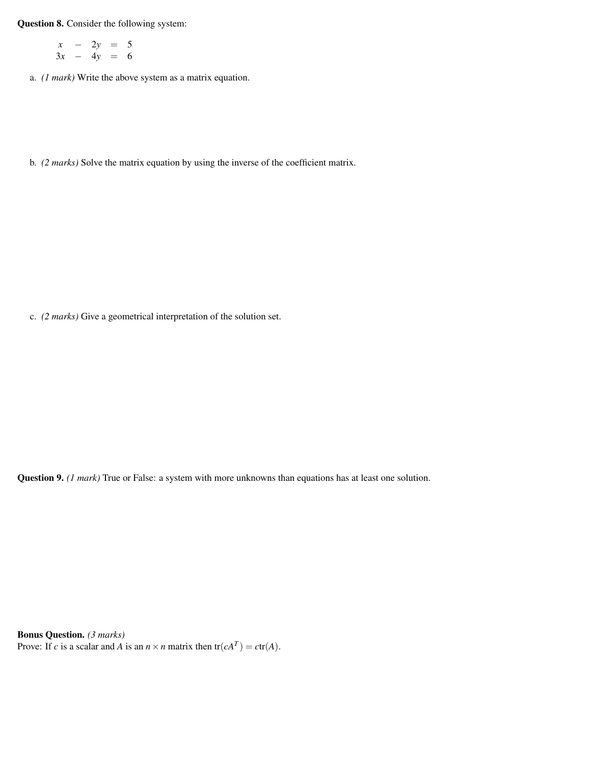**Question 8.** Consider the following system:

$$\begin{array}{rcrcr} x & - & 2y & = & 5 \\ 3x & - & 4y & = & 6 \end{array}$$

a. *(1 mark)* Write the above system as a matrix equation.

b. *(2 marks)* Solve the matrix equation by using the inverse of the coefficient matrix.

c. *(2 marks)* Give a geometrical interpretation of the solution set.

**Question 9.** *(1 mark)* True or False: a system with more unknowns than equations has at least one solution.

**Bonus Question.** *(3 marks)*
Prove: If $c$ is a scalar and $A$ is an $n \times n$ matrix then $\mathrm{tr}(cA^T) = c\mathrm{tr}(A)$.